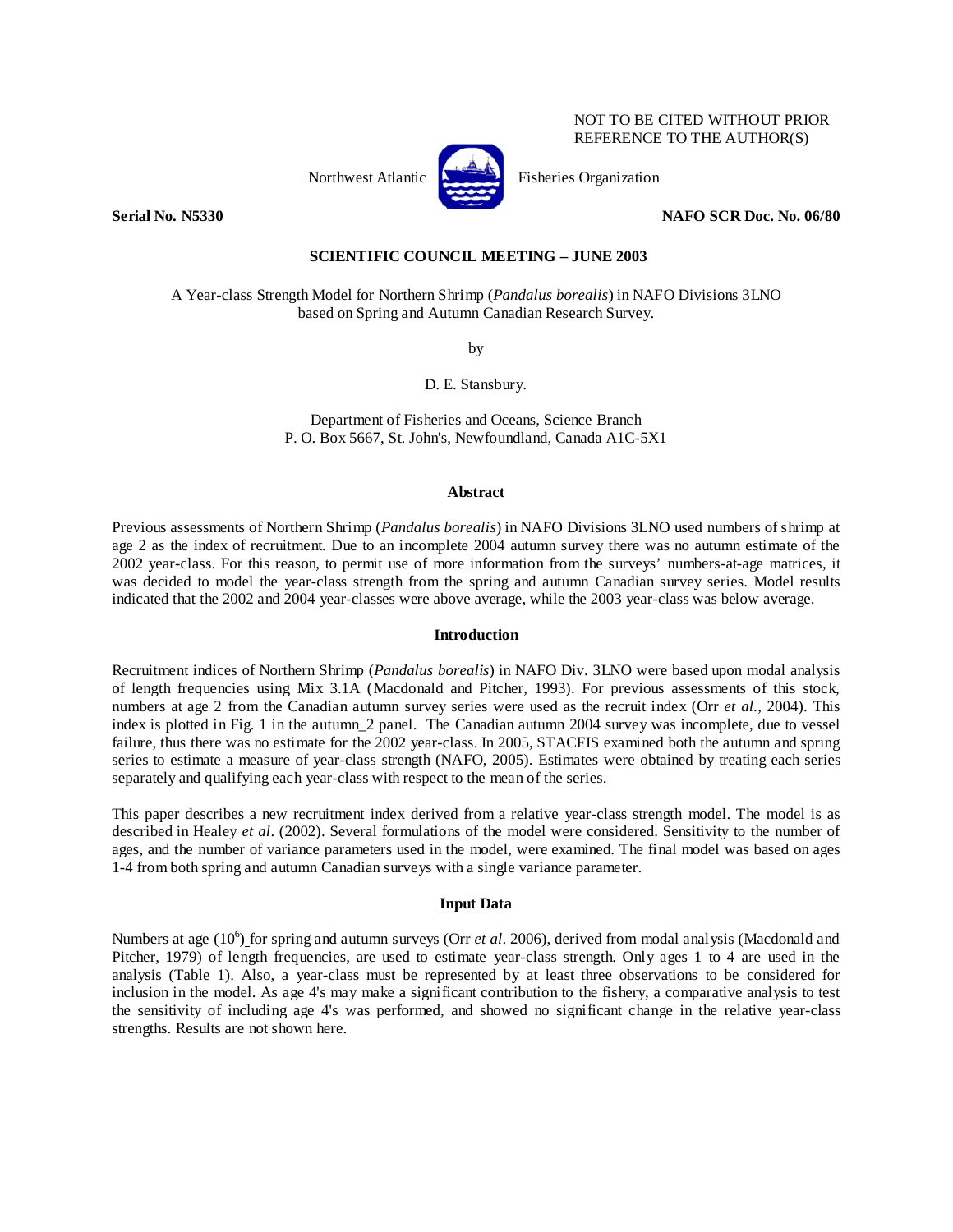NOT TO BE CITED WITHOUT PRIOR REFERENCE TO THE AUTHOR(S)

Northwest Atlantic Fisheries Organization

**Serial No. N5330** **NAFO SCR Doc. No. 06/80**

**SCIENTIFIC COUNCIL MEETING – JUNE 2003**

A Year-class Strength Model for Northern Shrimp (*Pandalus borealis*) in NAFO Divisions 3LNO based on Spring and Autumn Canadian Research Survey.

by

D. E. Stansbury.

Department of Fisheries and Oceans, Science Branch
P. O. Box 5667, St. John's, Newfoundland, Canada A1C-5X1

## Abstract

Previous assessments of Northern Shrimp (*Pandalus borealis*) in NAFO Divisions 3LNO used numbers of shrimp at age 2 as the index of recruitment. Due to an incomplete 2004 autumn survey there was no autumn estimate of the 2002 year-class. For this reason, to permit use of more information from the surveys' numbers-at-age matrices, it was decided to model the year-class strength from the spring and autumn Canadian survey series. Model results indicated that the 2002 and 2004 year-classes were above average, while the 2003 year-class was below average.

## Introduction

Recruitment indices of Northern Shrimp (*Pandalus borealis*) in NAFO Div. 3LNO were based upon modal analysis of length frequencies using Mix 3.1A (Macdonald and Pitcher, 1993). For previous assessments of this stock, numbers at age 2 from the Canadian autumn survey series were used as the recruit index (Orr *et al.*, 2004). This index is plotted in Fig. 1 in the autumn_2 panel. The Canadian autumn 2004 survey was incomplete, due to vessel failure, thus there was no estimate for the 2002 year-class. In 2005, STACFIS examined both the autumn and spring series to estimate a measure of year-class strength (NAFO, 2005). Estimates were obtained by treating each series separately and qualifying each year-class with respect to the mean of the series.

This paper describes a new recruitment index derived from a relative year-class strength model. The model is as described in Healey *et al*. (2002). Several formulations of the model were considered. Sensitivity to the number of ages, and the number of variance parameters used in the model, were examined. The final model was based on ages 1-4 from both spring and autumn Canadian surveys with a single variance parameter.

## Input Data

Numbers at age ($10^6$) for spring and autumn surveys (Orr *et al*. 2006), derived from modal analysis (Macdonald and Pitcher, 1979) of length frequencies, are used to estimate year-class strength. Only ages 1 to 4 are used in the analysis (Table 1). Also, a year-class must be represented by at least three observations to be considered for inclusion in the model. As age 4's may make a significant contribution to the fishery, a comparative analysis to test the sensitivity of including age 4's was performed, and showed no significant change in the relative year-class strengths. Results are not shown here.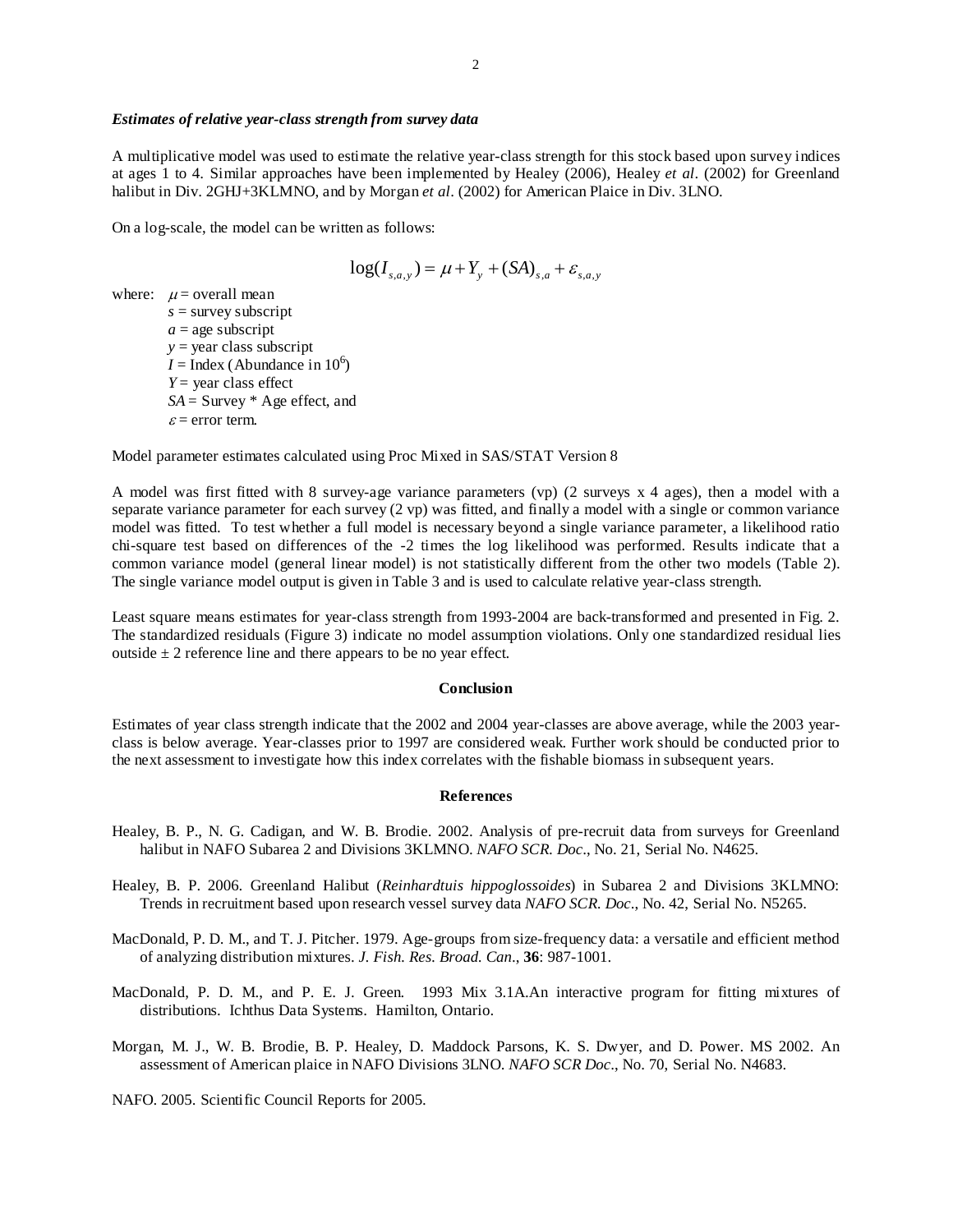### *Estimates of relative year-class strength from survey data*

A multiplicative model was used to estimate the relative year-class strength for this stock based upon survey indices at ages 1 to 4. Similar approaches have been implemented by Healey (2006), Healey *et al*. (2002) for Greenland halibut in Div. 2GHJ+3KLMNO, and by Morgan *et al*. (2002) for American Plaice in Div. 3LNO.

On a log-scale, the model can be written as follows:

$$\log(I_{s,a,y}) = \mu + Y_y + (SA)_{s,a} + \varepsilon_{s,a,y}$$

where: $\mu$ = overall mean
$s$ = survey subscript
$a$ = age subscript
$y$ = year class subscript
$I$ = Index (Abundance in $10^6$)
$Y$ = year class effect
$SA$ = Survey * Age effect, and
$\varepsilon$ = error term.

Model parameter estimates calculated using Proc Mixed in SAS/STAT Version 8

A model was first fitted with 8 survey-age variance parameters (vp) (2 surveys x 4 ages), then a model with a separate variance parameter for each survey (2 vp) was fitted, and finally a model with a single or common variance model was fitted. To test whether a full model is necessary beyond a single variance parameter, a likelihood ratio chi-square test based on differences of the -2 times the log likelihood was performed. Results indicate that a common variance model (general linear model) is not statistically different from the other two models (Table 2). The single variance model output is given in Table 3 and is used to calculate relative year-class strength.

Least square means estimates for year-class strength from 1993-2004 are back-transformed and presented in Fig. 2. The standardized residuals (Figure 3) indicate no model assumption violations. Only one standardized residual lies outside ± 2 reference line and there appears to be no year effect.

## Conclusion

Estimates of year class strength indicate that the 2002 and 2004 year-classes are above average, while the 2003 year-class is below average. Year-classes prior to 1997 are considered weak. Further work should be conducted prior to the next assessment to investigate how this index correlates with the fishable biomass in subsequent years.

## References

Healey, B. P., N. G. Cadigan, and W. B. Brodie. 2002. Analysis of pre-recruit data from surveys for Greenland halibut in NAFO Subarea 2 and Divisions 3KLMNO. *NAFO SCR. Doc*., No. 21, Serial No. N4625.

Healey, B. P. 2006. Greenland Halibut (*Reinhardtuis hippoglossoides*) in Subarea 2 and Divisions 3KLMNO: Trends in recruitment based upon research vessel survey data *NAFO SCR. Doc*., No. 42, Serial No. N5265.

MacDonald, P. D. M., and T. J. Pitcher. 1979. Age-groups from size-frequency data: a versatile and efficient method of analyzing distribution mixtures. *J. Fish. Res. Broad. Can*., **36**: 987-1001.

MacDonald, P. D. M., and P. E. J. Green. 1993 Mix 3.1A.An interactive program for fitting mixtures of distributions. Ichthus Data Systems. Hamilton, Ontario.

Morgan, M. J., W. B. Brodie, B. P. Healey, D. Maddock Parsons, K. S. Dwyer, and D. Power. MS 2002. An assessment of American plaice in NAFO Divisions 3LNO. *NAFO SCR Doc*., No. 70, Serial No. N4683.

NAFO. 2005. Scientific Council Reports for 2005.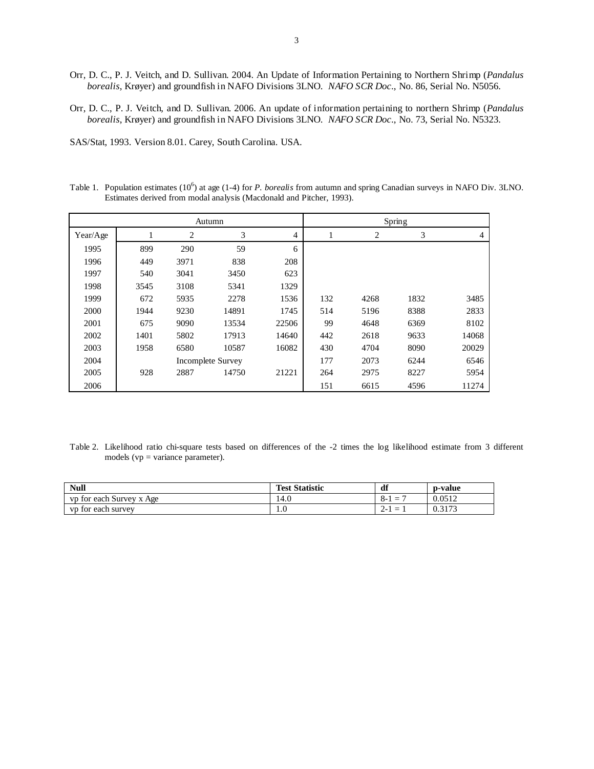Orr, D. C., P. J. Veitch, and D. Sullivan. 2004. An Update of Information Pertaining to Northern Shrimp (*Pandalus borealis*, Krøyer) and groundfish in NAFO Divisions 3LNO. *NAFO SCR Doc*., No. 86, Serial No. N5056.

Orr, D. C., P. J. Veitch, and D. Sullivan. 2006. An update of information pertaining to northern Shrimp (*Pandalus borealis*, Krøyer) and groundfish in NAFO Divisions 3LNO. *NAFO SCR Doc*., No. 73, Serial No. N5323.

SAS/Stat, 1993. Version 8.01. Carey, South Carolina. USA.

Table 1. Population estimates ($10^6$) at age (1-4) for *P. borealis* from autumn and spring Canadian surveys in NAFO Div. 3LNO. Estimates derived from modal analysis (Macdonald and Pitcher, 1993).

| | Autumn | | | | Spring | | | |
|---|---|---|---|---|---|---|---|---|
| Year/Age | 1 | 2 | 3 | 4 | 1 | 2 | 3 | 4 |
| 1995 | 899 | 290 | 59 | 6 | | | | |
| 1996 | 449 | 3971 | 838 | 208 | | | | |
| 1997 | 540 | 3041 | 3450 | 623 | | | | |
| 1998 | 3545 | 3108 | 5341 | 1329 | | | | |
| 1999 | 672 | 5935 | 2278 | 1536 | 132 | 4268 | 1832 | 3485 |
| 2000 | 1944 | 9230 | 14891 | 1745 | 514 | 5196 | 8388 | 2833 |
| 2001 | 675 | 9090 | 13534 | 22506 | 99 | 4648 | 6369 | 8102 |
| 2002 | 1401 | 5802 | 17913 | 14640 | 442 | 2618 | 9633 | 14068 |
| 2003 | 1958 | 6580 | 10587 | 16082 | 430 | 4704 | 8090 | 20029 |
| 2004 | | Incomplete Survey | | | 177 | 2073 | 6244 | 6546 |
| 2005 | 928 | 2887 | 14750 | 21221 | 264 | 2975 | 8227 | 5954 |
| 2006 | | | | | 151 | 6615 | 4596 | 11274 |

Table 2. Likelihood ratio chi-square tests based on differences of the -2 times the log likelihood estimate from 3 different models (vp = variance parameter).

| **Null** | **Test Statistic** | **df** | **p-value** |
|---|---|---|---|
| vp for each Survey x Age | 14.0 | 8-1 = 7 | 0.0512 |
| vp for each survey | 1.0 | 2-1 = 1 | 0.3173 |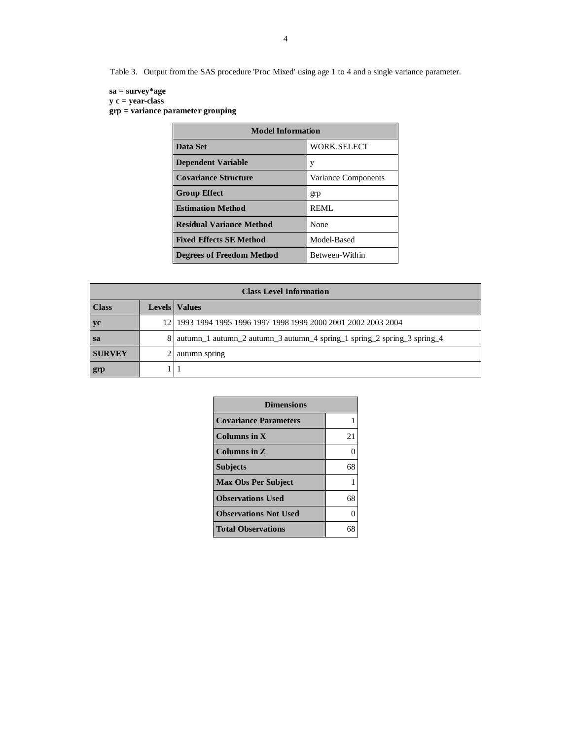Table 3. Output from the SAS procedure 'Proc Mixed' using age 1 to 4 and a single variance parameter.

**sa = survey*age**
**y c = year-class**
**grp = variance parameter grouping**

| Model Information | |
|---|---|
| **Data Set** | WORK.SELECT |
| **Dependent Variable** | y |
| **Covariance Structure** | Variance Components |
| **Group Effect** | grp |
| **Estimation Method** | REML |
| **Residual Variance Method** | None |
| **Fixed Effects SE Method** | Model-Based |
| **Degrees of Freedom Method** | Between-Within |

| Class Level Information | | |
|---|---|---|
| **Class** | **Levels** | **Values** |
| **yc** | 12 | 1993 1994 1995 1996 1997 1998 1999 2000 2001 2002 2003 2004 |
| **sa** | 8 | autumn_1 autumn_2 autumn_3 autumn_4 spring_1 spring_2 spring_3 spring_4 |
| **SURVEY** | 2 | autumn spring |
| **grp** | 1 | 1 |

| Dimensions | |
|---|---|
| **Covariance Parameters** | 1 |
| **Columns in X** | 21 |
| **Columns in Z** | 0 |
| **Subjects** | 68 |
| **Max Obs Per Subject** | 1 |
| **Observations Used** | 68 |
| **Observations Not Used** | 0 |
| **Total Observations** | 68 |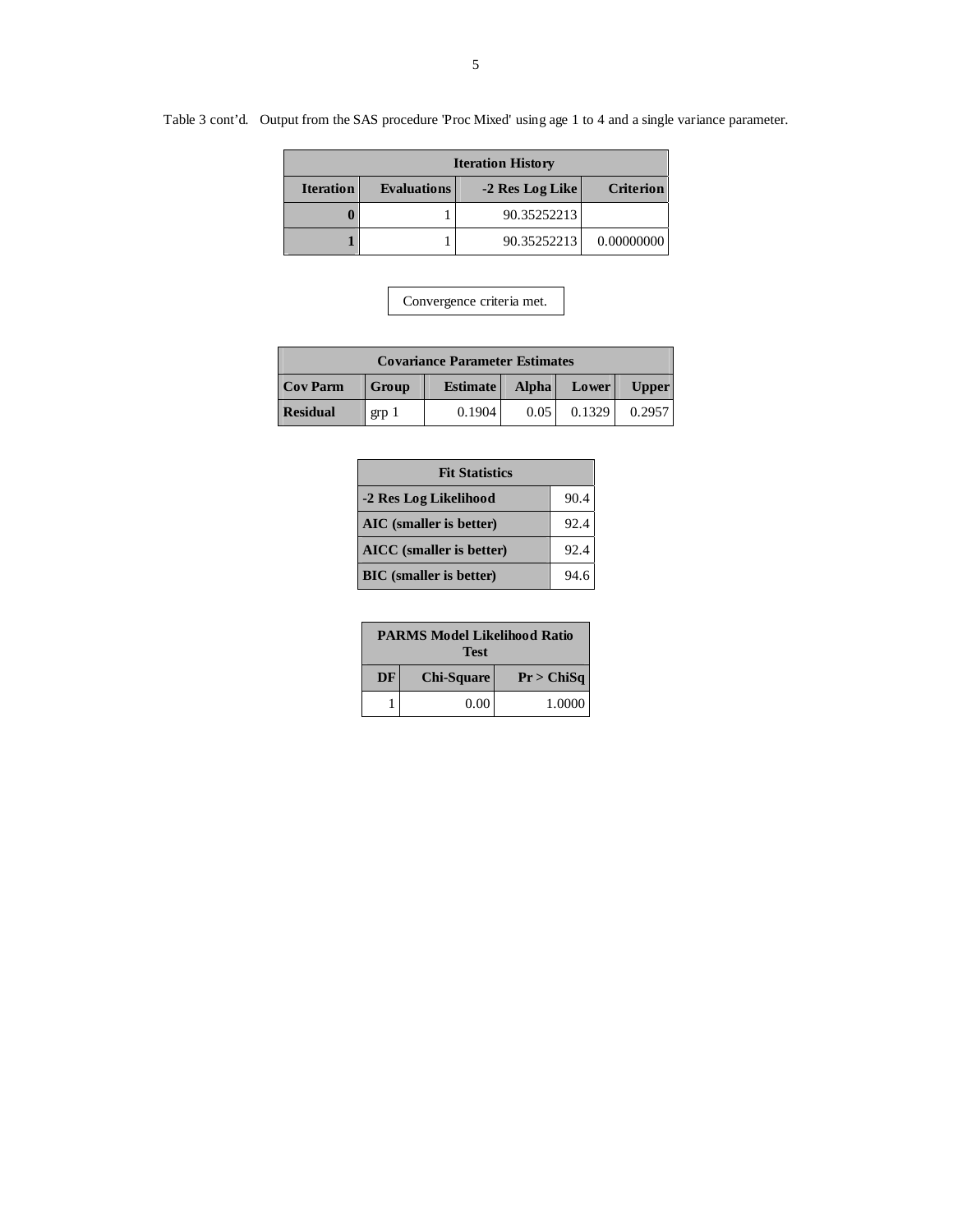Table 3 cont'd. Output from the SAS procedure 'Proc Mixed' using age 1 to 4 and a single variance parameter.

| Iteration History | | | |
|---|---|---|---|
| **Iteration** | **Evaluations** | **-2 Res Log Like** | **Criterion** |
| **0** | 1 | 90.35252213 | |
| **1** | 1 | 90.35252213 | 0.00000000 |

Convergence criteria met.

| Covariance Parameter Estimates | | | | | |
|---|---|---|---|---|---|
| **Cov Parm** | **Group** | **Estimate** | **Alpha** | **Lower** | **Upper** |
| **Residual** | grp 1 | 0.1904 | 0.05 | 0.1329 | 0.2957 |

| Fit Statistics | |
|---|---|
| **-2 Res Log Likelihood** | 90.4 |
| **AIC (smaller is better)** | 92.4 |
| **AICC (smaller is better)** | 92.4 |
| **BIC (smaller is better)** | 94.6 |

| PARMS Model Likelihood Ratio Test | | |
|---|---|---|
| **DF** | **Chi-Square** | **Pr > ChiSq** |
| 1 | 0.00 | 1.0000 |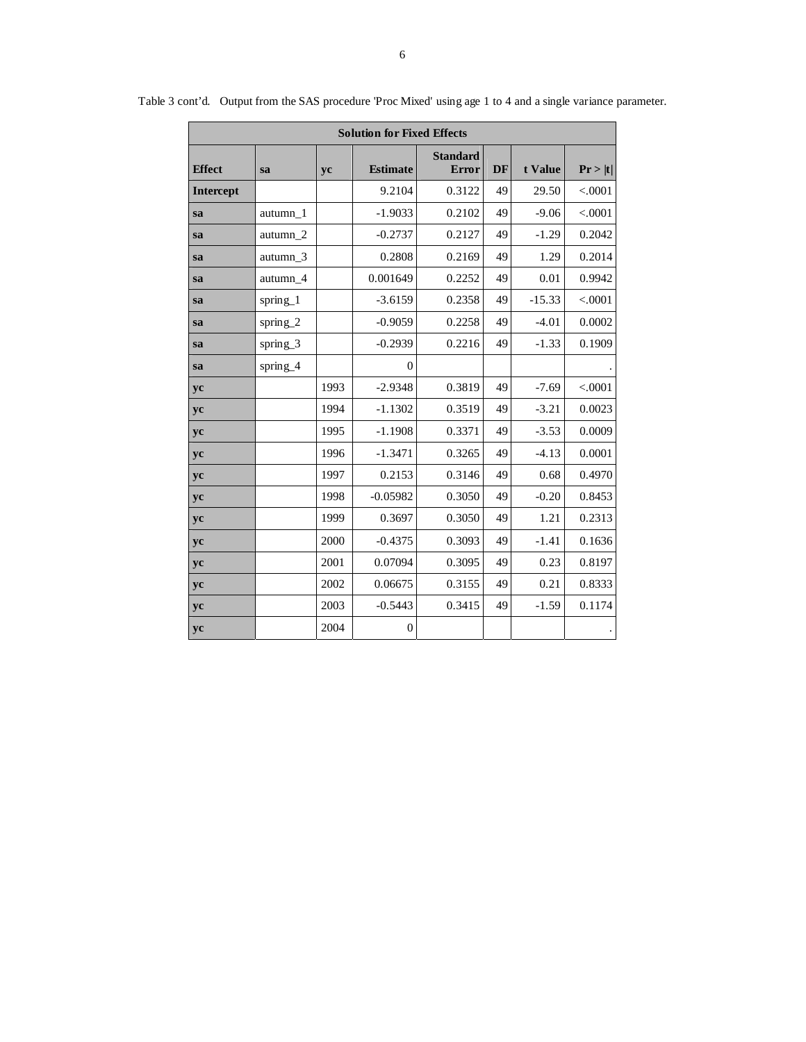Table 3 cont'd. Output from the SAS procedure 'Proc Mixed' using age 1 to 4 and a single variance parameter.

| Solution for Fixed Effects | | | | | | | |
|---|---|---|---|---|---|---|---|
| **Effect** | **sa** | **yc** | **Estimate** | **Standard Error** | **DF** | **t Value** | **Pr > \|t\|** |
| **Intercept** | | | 9.2104 | 0.3122 | 49 | 29.50 | <.0001 |
| **sa** | autumn_1 | | -1.9033 | 0.2102 | 49 | -9.06 | <.0001 |
| **sa** | autumn_2 | | -0.2737 | 0.2127 | 49 | -1.29 | 0.2042 |
| **sa** | autumn_3 | | 0.2808 | 0.2169 | 49 | 1.29 | 0.2014 |
| **sa** | autumn_4 | | 0.001649 | 0.2252 | 49 | 0.01 | 0.9942 |
| **sa** | spring_1 | | -3.6159 | 0.2358 | 49 | -15.33 | <.0001 |
| **sa** | spring_2 | | -0.9059 | 0.2258 | 49 | -4.01 | 0.0002 |
| **sa** | spring_3 | | -0.2939 | 0.2216 | 49 | -1.33 | 0.1909 |
| **sa** | spring_4 | | 0 | | | | . |
| **yc** | | 1993 | -2.9348 | 0.3819 | 49 | -7.69 | <.0001 |
| **yc** | | 1994 | -1.1302 | 0.3519 | 49 | -3.21 | 0.0023 |
| **yc** | | 1995 | -1.1908 | 0.3371 | 49 | -3.53 | 0.0009 |
| **yc** | | 1996 | -1.3471 | 0.3265 | 49 | -4.13 | 0.0001 |
| **yc** | | 1997 | 0.2153 | 0.3146 | 49 | 0.68 | 0.4970 |
| **yc** | | 1998 | -0.05982 | 0.3050 | 49 | -0.20 | 0.8453 |
| **yc** | | 1999 | 0.3697 | 0.3050 | 49 | 1.21 | 0.2313 |
| **yc** | | 2000 | -0.4375 | 0.3093 | 49 | -1.41 | 0.1636 |
| **yc** | | 2001 | 0.07094 | 0.3095 | 49 | 0.23 | 0.8197 |
| **yc** | | 2002 | 0.06675 | 0.3155 | 49 | 0.21 | 0.8333 |
| **yc** | | 2003 | -0.5443 | 0.3415 | 49 | -1.59 | 0.1174 |
| **yc** | | 2004 | 0 | | | | . |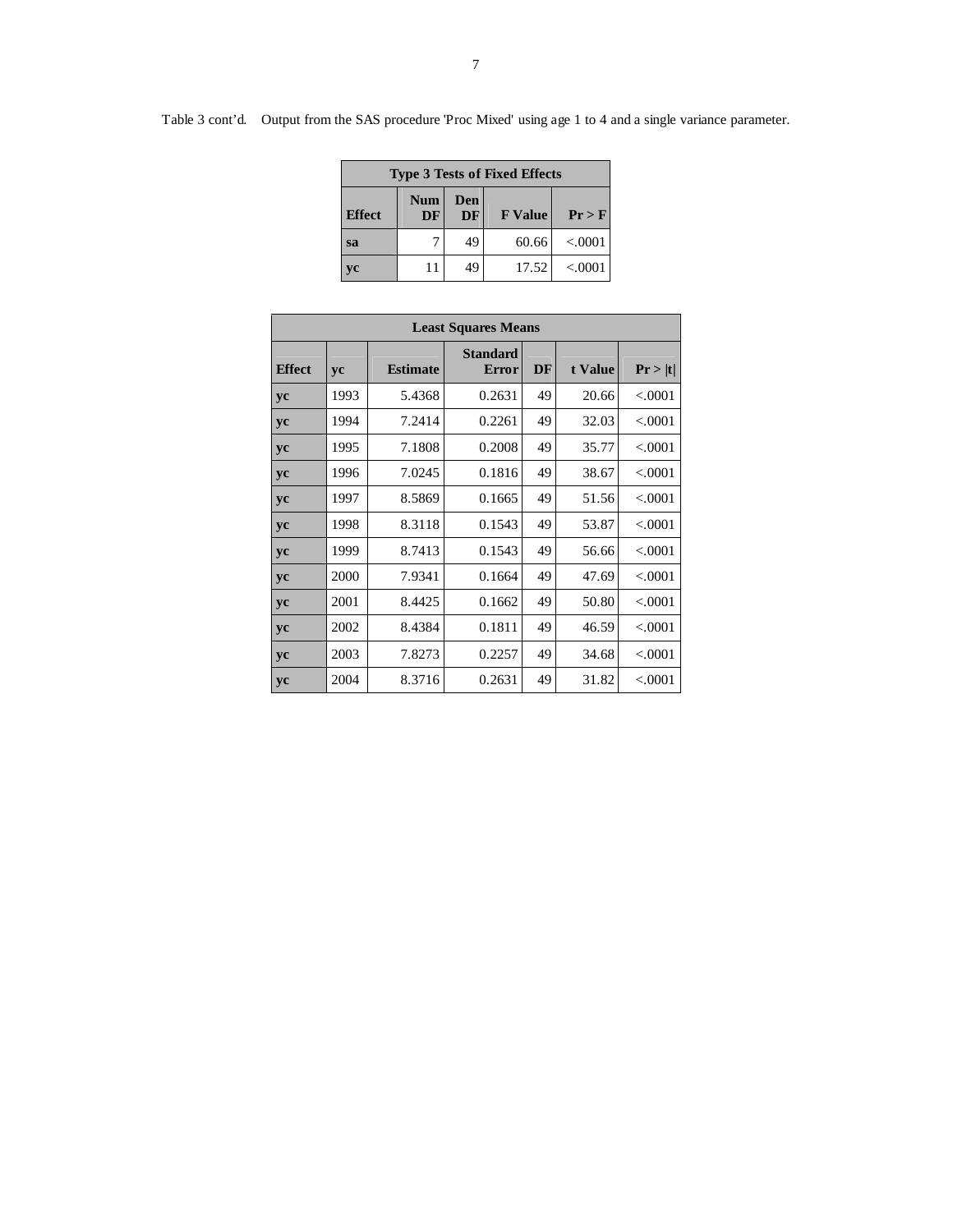Table 3 cont'd. Output from the SAS procedure 'Proc Mixed' using age 1 to 4 and a single variance parameter.

| Type 3 Tests of Fixed Effects | | | | |
|---|---|---|---|---|
| **Effect** | **Num DF** | **Den DF** | **F Value** | **Pr > F** |
| **sa** | 7 | 49 | 60.66 | <.0001 |
| **yc** | 11 | 49 | 17.52 | <.0001 |

| Least Squares Means | | | | | | |
|---|---|---|---|---|---|---|
| **Effect** | **yc** | **Estimate** | **Standard Error** | **DF** | **t Value** | **Pr > \|t\|** |
| **yc** | 1993 | 5.4368 | 0.2631 | 49 | 20.66 | <.0001 |
| **yc** | 1994 | 7.2414 | 0.2261 | 49 | 32.03 | <.0001 |
| **yc** | 1995 | 7.1808 | 0.2008 | 49 | 35.77 | <.0001 |
| **yc** | 1996 | 7.0245 | 0.1816 | 49 | 38.67 | <.0001 |
| **yc** | 1997 | 8.5869 | 0.1665 | 49 | 51.56 | <.0001 |
| **yc** | 1998 | 8.3118 | 0.1543 | 49 | 53.87 | <.0001 |
| **yc** | 1999 | 8.7413 | 0.1543 | 49 | 56.66 | <.0001 |
| **yc** | 2000 | 7.9341 | 0.1664 | 49 | 47.69 | <.0001 |
| **yc** | 2001 | 8.4425 | 0.1662 | 49 | 50.80 | <.0001 |
| **yc** | 2002 | 8.4384 | 0.1811 | 49 | 46.59 | <.0001 |
| **yc** | 2003 | 7.8273 | 0.2257 | 49 | 34.68 | <.0001 |
| **yc** | 2004 | 8.3716 | 0.2631 | 49 | 31.82 | <.0001 |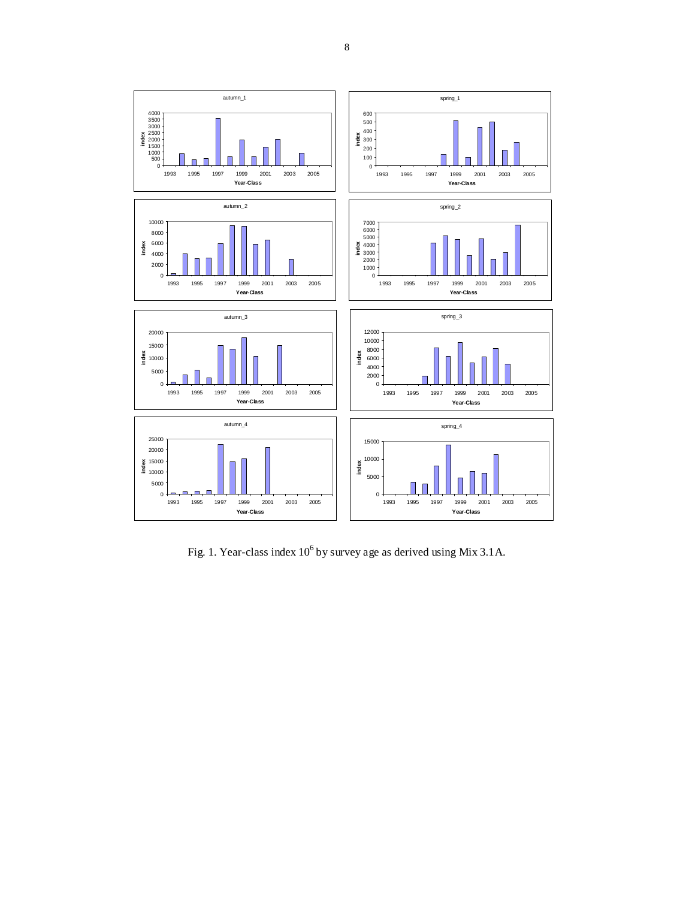Fig. 1. Year-class index $10^6$ by survey age as derived using Mix 3.1A.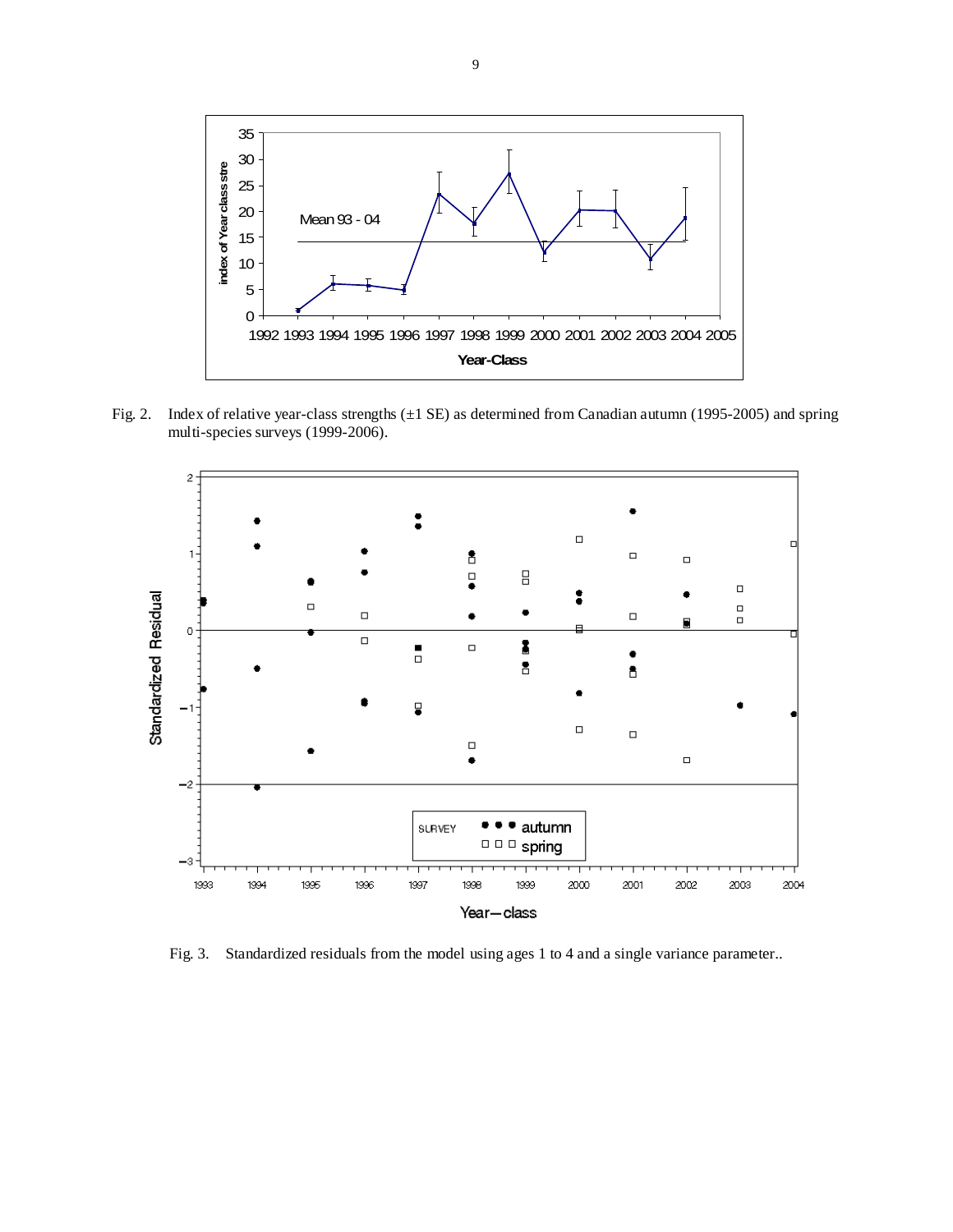index of Year class stre

35
30
25
20
15
10
5
0

Mean 93 - 04

1992 1993 1994 1995 1996 1997 1998 1999 2000 2001 2002 2003 2004 2005

Year-Class

Fig. 2. Index of relative year-class strengths (±1 SE) as determined from Canadian autumn (1995-2005) and spring multi-species surveys (1999-2006).

Standardized Residual

2
1
0
−1
−2
−3

SURVEY autumn spring

1993 1994 1995 1996 1997 1998 1999 2000 2001 2002 2003 2004

Year—class

Fig. 3. Standardized residuals from the model using ages 1 to 4 and a single variance parameter..